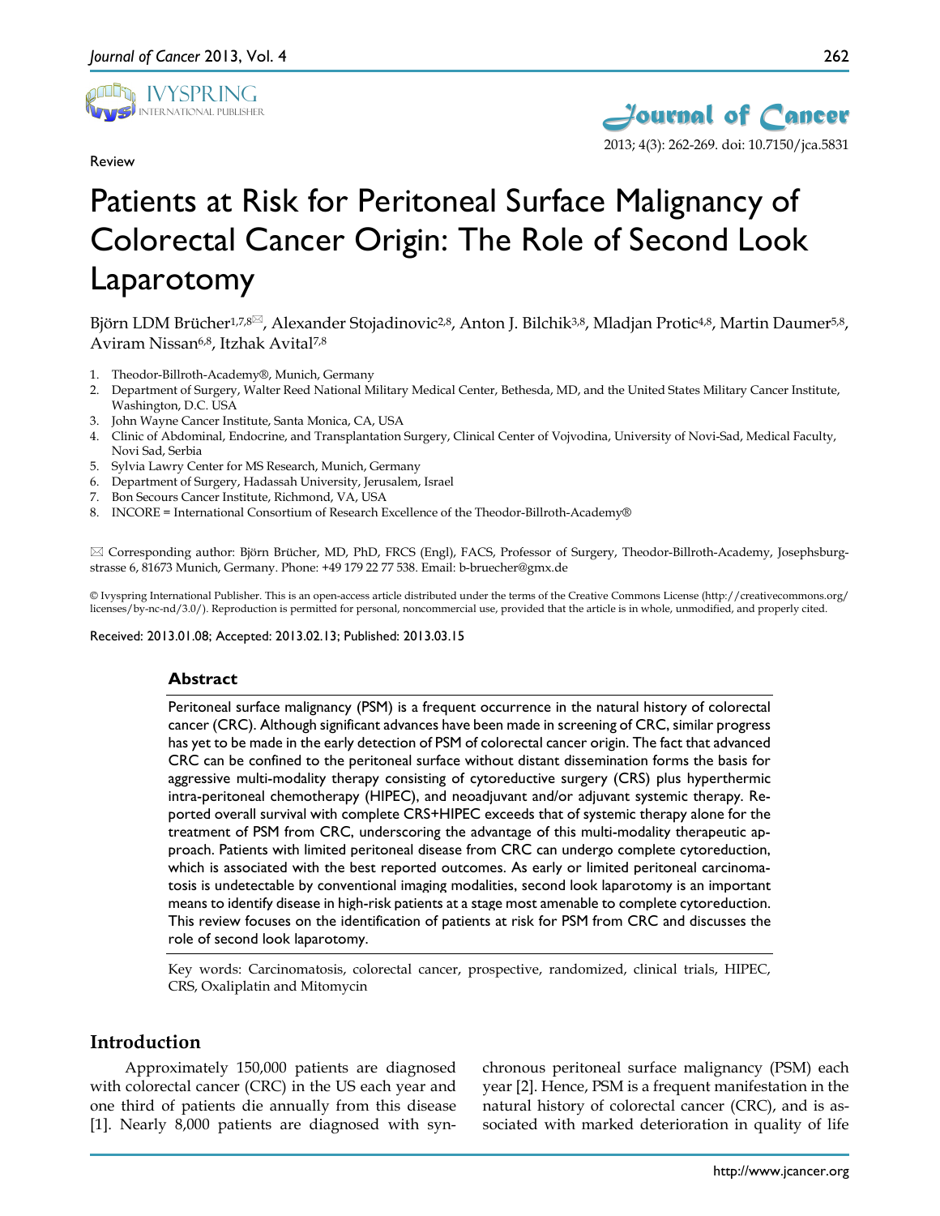Review

# Patients at Risk for Peritoneal Surface Malignancy of Colorectal Cancer Origin: The Role of Second Look Laparotomy

Björn LDM Brücher[1,7,8✉], Alexander Stojadinovic[2,8], Anton J. Bilchik[3,8], Mladjan Protic[4,8], Martin Daumer[5,8], Aviram Nissan[6,8], Itzhak Avital[7,8]

1. Theodor-Billroth-Academy®, Munich, Germany
2. Department of Surgery, Walter Reed National Military Medical Center, Bethesda, MD, and the United States Military Cancer Institute, Washington, D.C. USA
3. John Wayne Cancer Institute, Santa Monica, CA, USA
4. Clinic of Abdominal, Endocrine, and Transplantation Surgery, Clinical Center of Vojvodina, University of Novi-Sad, Medical Faculty, Novi Sad, Serbia
5. Sylvia Lawry Center for MS Research, Munich, Germany
6. Department of Surgery, Hadassah University, Jerusalem, Israel
7. Bon Secours Cancer Institute, Richmond, VA, USA
8. INCORE = International Consortium of Research Excellence of the Theodor-Billroth-Academy®

✉ Corresponding author: Björn Brücher, MD, PhD, FRCS (Engl), FACS, Professor of Surgery, Theodor-Billroth-Academy, Josephsburgstrasse 6, 81673 Munich, Germany. Phone: +49 179 22 77 538. Email: b-bruecher@gmx.de

© Ivyspring International Publisher. This is an open-access article distributed under the terms of the Creative Commons License (http://creativecommons.org/licenses/by-nc-nd/3.0/). Reproduction is permitted for personal, noncommercial use, provided that the article is in whole, unmodified, and properly cited.

Received: 2013.01.08; Accepted: 2013.02.13; Published: 2013.03.15

## Abstract

Peritoneal surface malignancy (PSM) is a frequent occurrence in the natural history of colorectal cancer (CRC). Although significant advances have been made in screening of CRC, similar progress has yet to be made in the early detection of PSM of colorectal cancer origin. The fact that advanced CRC can be confined to the peritoneal surface without distant dissemination forms the basis for aggressive multi-modality therapy consisting of cytoreductive surgery (CRS) plus hyperthermic intra-peritoneal chemotherapy (HIPEC), and neoadjuvant and/or adjuvant systemic therapy. Reported overall survival with complete CRS+HIPEC exceeds that of systemic therapy alone for the treatment of PSM from CRC, underscoring the advantage of this multi-modality therapeutic approach. Patients with limited peritoneal disease from CRC can undergo complete cytoreduction, which is associated with the best reported outcomes. As early or limited peritoneal carcinomatosis is undetectable by conventional imaging modalities, second look laparotomy is an important means to identify disease in high-risk patients at a stage most amenable to complete cytoreduction. This review focuses on the identification of patients at risk for PSM from CRC and discusses the role of second look laparotomy.

Key words: Carcinomatosis, colorectal cancer, prospective, randomized, clinical trials, HIPEC, CRS, Oxaliplatin and Mitomycin

## Introduction

Approximately 150,000 patients are diagnosed with colorectal cancer (CRC) in the US each year and one third of patients die annually from this disease [1]. Nearly 8,000 patients are diagnosed with synchronous peritoneal surface malignancy (PSM) each year [2]. Hence, PSM is a frequent manifestation in the natural history of colorectal cancer (CRC), and is associated with marked deterioration in quality of life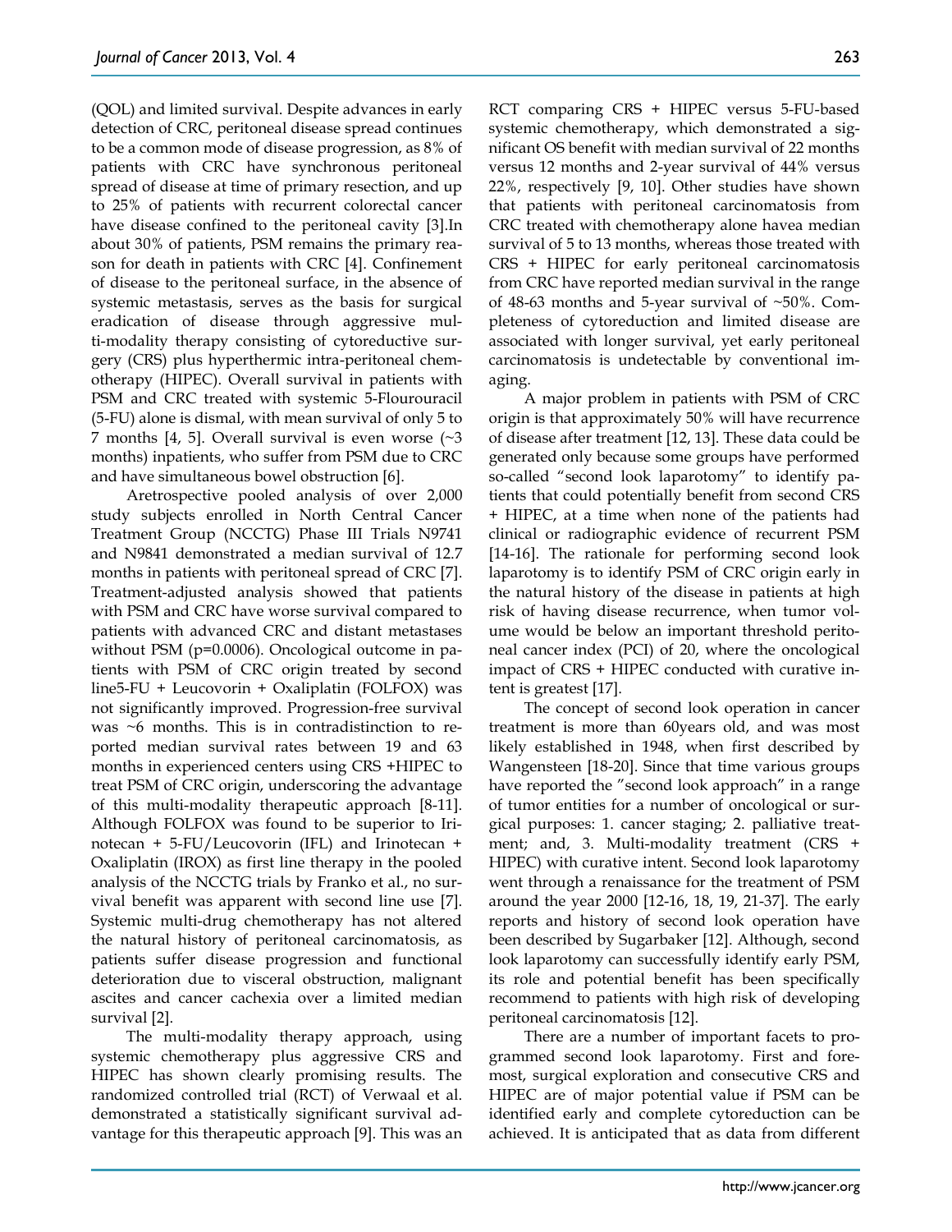(QOL) and limited survival. Despite advances in early detection of CRC, peritoneal disease spread continues to be a common mode of disease progression, as 8% of patients with CRC have synchronous peritoneal spread of disease at time of primary resection, and up to 25% of patients with recurrent colorectal cancer have disease confined to the peritoneal cavity [3].In about 30% of patients, PSM remains the primary reason for death in patients with CRC [4]. Confinement of disease to the peritoneal surface, in the absence of systemic metastasis, serves as the basis for surgical eradication of disease through aggressive multi-modality therapy consisting of cytoreductive surgery (CRS) plus hyperthermic intra-peritoneal chemotherapy (HIPEC). Overall survival in patients with PSM and CRC treated with systemic 5-Flourouracil (5-FU) alone is dismal, with mean survival of only 5 to 7 months [4, 5]. Overall survival is even worse (~3 months) inpatients, who suffer from PSM due to CRC and have simultaneous bowel obstruction [6].

Aretrospective pooled analysis of over 2,000 study subjects enrolled in North Central Cancer Treatment Group (NCCTG) Phase III Trials N9741 and N9841 demonstrated a median survival of 12.7 months in patients with peritoneal spread of CRC [7]. Treatment-adjusted analysis showed that patients with PSM and CRC have worse survival compared to patients with advanced CRC and distant metastases without PSM (p=0.0006). Oncological outcome in patients with PSM of CRC origin treated by second line5-FU + Leucovorin + Oxaliplatin (FOLFOX) was not significantly improved. Progression-free survival was ~6 months. This is in contradistinction to reported median survival rates between 19 and 63 months in experienced centers using CRS +HIPEC to treat PSM of CRC origin, underscoring the advantage of this multi-modality therapeutic approach [8-11]. Although FOLFOX was found to be superior to Irinotecan + 5-FU/Leucovorin (IFL) and Irinotecan + Oxaliplatin (IROX) as first line therapy in the pooled analysis of the NCCTG trials by Franko et al., no survival benefit was apparent with second line use [7]. Systemic multi-drug chemotherapy has not altered the natural history of peritoneal carcinomatosis, as patients suffer disease progression and functional deterioration due to visceral obstruction, malignant ascites and cancer cachexia over a limited median survival [2].

The multi-modality therapy approach, using systemic chemotherapy plus aggressive CRS and HIPEC has shown clearly promising results. The randomized controlled trial (RCT) of Verwaal et al. demonstrated a statistically significant survival advantage for this therapeutic approach [9]. This was an RCT comparing CRS + HIPEC versus 5-FU-based systemic chemotherapy, which demonstrated a significant OS benefit with median survival of 22 months versus 12 months and 2-year survival of 44% versus 22%, respectively [9, 10]. Other studies have shown that patients with peritoneal carcinomatosis from CRC treated with chemotherapy alone havea median survival of 5 to 13 months, whereas those treated with CRS + HIPEC for early peritoneal carcinomatosis from CRC have reported median survival in the range of 48-63 months and 5-year survival of ~50%. Completeness of cytoreduction and limited disease are associated with longer survival, yet early peritoneal carcinomatosis is undetectable by conventional imaging.

A major problem in patients with PSM of CRC origin is that approximately 50% will have recurrence of disease after treatment [12, 13]. These data could be generated only because some groups have performed so-called "second look laparotomy" to identify patients that could potentially benefit from second CRS + HIPEC, at a time when none of the patients had clinical or radiographic evidence of recurrent PSM [14-16]. The rationale for performing second look laparotomy is to identify PSM of CRC origin early in the natural history of the disease in patients at high risk of having disease recurrence, when tumor volume would be below an important threshold peritoneal cancer index (PCI) of 20, where the oncological impact of CRS + HIPEC conducted with curative intent is greatest [17].

The concept of second look operation in cancer treatment is more than 60years old, and was most likely established in 1948, when first described by Wangensteen [18-20]. Since that time various groups have reported the "second look approach" in a range of tumor entities for a number of oncological or surgical purposes: 1. cancer staging; 2. palliative treatment; and, 3. Multi-modality treatment (CRS + HIPEC) with curative intent. Second look laparotomy went through a renaissance for the treatment of PSM around the year 2000 [12-16, 18, 19, 21-37]. The early reports and history of second look operation have been described by Sugarbaker [12]. Although, second look laparotomy can successfully identify early PSM, its role and potential benefit has been specifically recommend to patients with high risk of developing peritoneal carcinomatosis [12].

There are a number of important facets to programmed second look laparotomy. First and foremost, surgical exploration and consecutive CRS and HIPEC are of major potential value if PSM can be identified early and complete cytoreduction can be achieved. It is anticipated that as data from different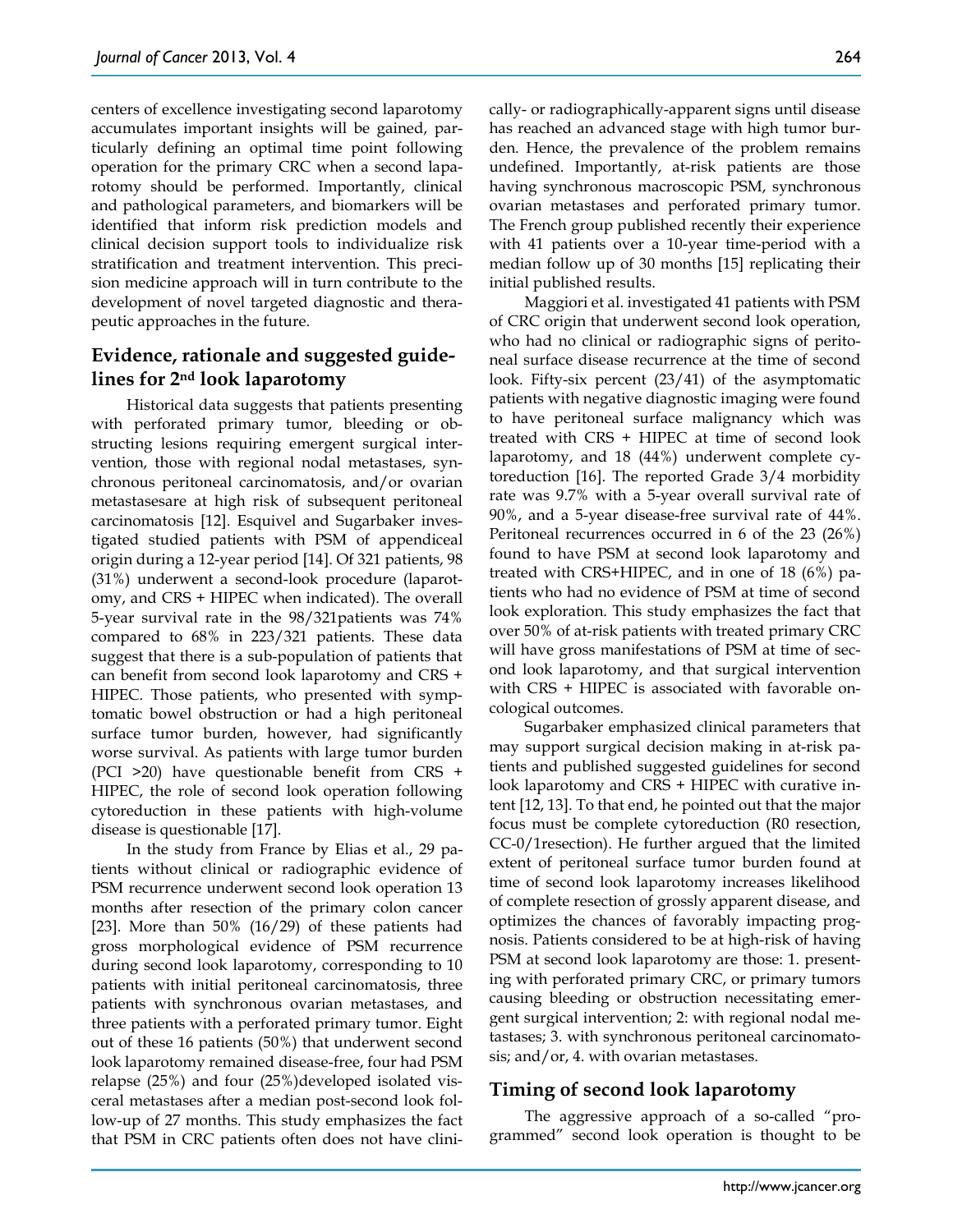centers of excellence investigating second laparotomy accumulates important insights will be gained, particularly defining an optimal time point following operation for the primary CRC when a second laparotomy should be performed. Importantly, clinical and pathological parameters, and biomarkers will be identified that inform risk prediction models and clinical decision support tools to individualize risk stratification and treatment intervention. This precision medicine approach will in turn contribute to the development of novel targeted diagnostic and therapeutic approaches in the future.

## Evidence, rationale and suggested guidelines for 2nd look laparotomy

Historical data suggests that patients presenting with perforated primary tumor, bleeding or obstructing lesions requiring emergent surgical intervention, those with regional nodal metastases, synchronous peritoneal carcinomatosis, and/or ovarian metastasesare at high risk of subsequent peritoneal carcinomatosis [12]. Esquivel and Sugarbaker investigated studied patients with PSM of appendiceal origin during a 12-year period [14]. Of 321 patients, 98 (31%) underwent a second-look procedure (laparotomy, and CRS + HIPEC when indicated). The overall 5-year survival rate in the 98/321patients was 74% compared to 68% in 223/321 patients. These data suggest that there is a sub-population of patients that can benefit from second look laparotomy and CRS + HIPEC. Those patients, who presented with symptomatic bowel obstruction or had a high peritoneal surface tumor burden, however, had significantly worse survival. As patients with large tumor burden (PCI >20) have questionable benefit from CRS + HIPEC, the role of second look operation following cytoreduction in these patients with high-volume disease is questionable [17].

In the study from France by Elias et al., 29 patients without clinical or radiographic evidence of PSM recurrence underwent second look operation 13 months after resection of the primary colon cancer [23]. More than 50% (16/29) of these patients had gross morphological evidence of PSM recurrence during second look laparotomy, corresponding to 10 patients with initial peritoneal carcinomatosis, three patients with synchronous ovarian metastases, and three patients with a perforated primary tumor. Eight out of these 16 patients (50%) that underwent second look laparotomy remained disease-free, four had PSM relapse (25%) and four (25%)developed isolated visceral metastases after a median post-second look follow-up of 27 months. This study emphasizes the fact that PSM in CRC patients often does not have clinically- or radiographically-apparent signs until disease has reached an advanced stage with high tumor burden. Hence, the prevalence of the problem remains undefined. Importantly, at-risk patients are those having synchronous macroscopic PSM, synchronous ovarian metastases and perforated primary tumor. The French group published recently their experience with 41 patients over a 10-year time-period with a median follow up of 30 months [15] replicating their initial published results.

Maggiori et al. investigated 41 patients with PSM of CRC origin that underwent second look operation, who had no clinical or radiographic signs of peritoneal surface disease recurrence at the time of second look. Fifty-six percent (23/41) of the asymptomatic patients with negative diagnostic imaging were found to have peritoneal surface malignancy which was treated with CRS + HIPEC at time of second look laparotomy, and 18 (44%) underwent complete cytoreduction [16]. The reported Grade 3/4 morbidity rate was 9.7% with a 5-year overall survival rate of 90%, and a 5-year disease-free survival rate of 44%. Peritoneal recurrences occurred in 6 of the 23 (26%) found to have PSM at second look laparotomy and treated with CRS+HIPEC, and in one of 18 (6%) patients who had no evidence of PSM at time of second look exploration. This study emphasizes the fact that over 50% of at-risk patients with treated primary CRC will have gross manifestations of PSM at time of second look laparotomy, and that surgical intervention with CRS + HIPEC is associated with favorable oncological outcomes.

Sugarbaker emphasized clinical parameters that may support surgical decision making in at-risk patients and published suggested guidelines for second look laparotomy and CRS + HIPEC with curative intent [12, 13]. To that end, he pointed out that the major focus must be complete cytoreduction (R0 resection, CC-0/1resection). He further argued that the limited extent of peritoneal surface tumor burden found at time of second look laparotomy increases likelihood of complete resection of grossly apparent disease, and optimizes the chances of favorably impacting prognosis. Patients considered to be at high-risk of having PSM at second look laparotomy are those: 1. presenting with perforated primary CRC, or primary tumors causing bleeding or obstruction necessitating emergent surgical intervention; 2: with regional nodal metastases; 3. with synchronous peritoneal carcinomatosis; and/or, 4. with ovarian metastases.

## Timing of second look laparotomy

The aggressive approach of a so-called "programmed" second look operation is thought to be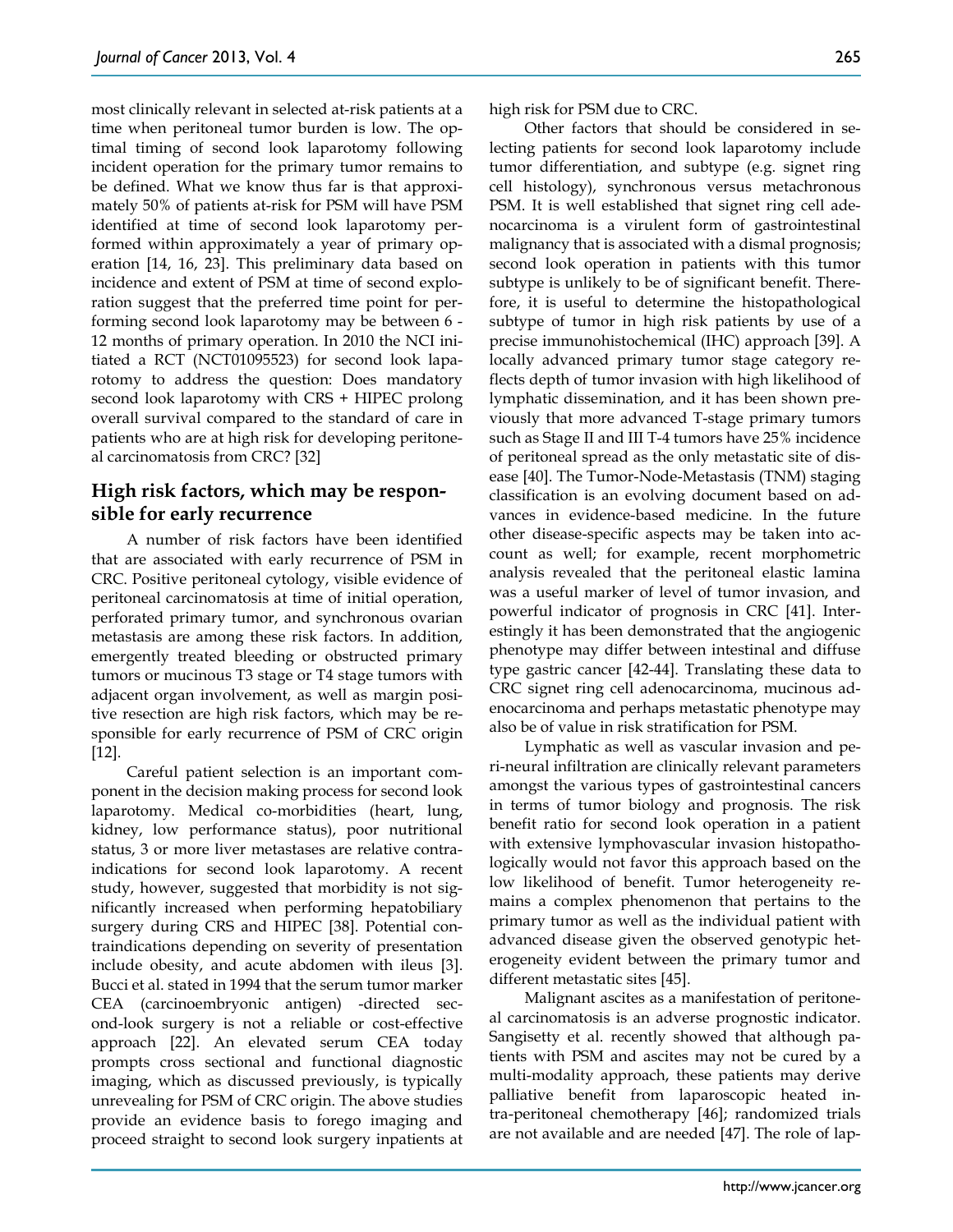most clinically relevant in selected at-risk patients at a time when peritoneal tumor burden is low. The optimal timing of second look laparotomy following incident operation for the primary tumor remains to be defined. What we know thus far is that approximately 50% of patients at-risk for PSM will have PSM identified at time of second look laparotomy performed within approximately a year of primary operation [14, 16, 23]. This preliminary data based on incidence and extent of PSM at time of second exploration suggest that the preferred time point for performing second look laparotomy may be between 6 - 12 months of primary operation. In 2010 the NCI initiated a RCT (NCT01095523) for second look laparotomy to address the question: Does mandatory second look laparotomy with CRS + HIPEC prolong overall survival compared to the standard of care in patients who are at high risk for developing peritoneal carcinomatosis from CRC? [32]

## High risk factors, which may be responsible for early recurrence

A number of risk factors have been identified that are associated with early recurrence of PSM in CRC. Positive peritoneal cytology, visible evidence of peritoneal carcinomatosis at time of initial operation, perforated primary tumor, and synchronous ovarian metastasis are among these risk factors. In addition, emergently treated bleeding or obstructed primary tumors or mucinous T3 stage or T4 stage tumors with adjacent organ involvement, as well as margin positive resection are high risk factors, which may be responsible for early recurrence of PSM of CRC origin [12].

Careful patient selection is an important component in the decision making process for second look laparotomy. Medical co-morbidities (heart, lung, kidney, low performance status), poor nutritional status, 3 or more liver metastases are relative contraindications for second look laparotomy. A recent study, however, suggested that morbidity is not significantly increased when performing hepatobiliary surgery during CRS and HIPEC [38]. Potential contraindications depending on severity of presentation include obesity, and acute abdomen with ileus [3]. Bucci et al. stated in 1994 that the serum tumor marker CEA (carcinoembryonic antigen) -directed second-look surgery is not a reliable or cost-effective approach [22]. An elevated serum CEA today prompts cross sectional and functional diagnostic imaging, which as discussed previously, is typically unrevealing for PSM of CRC origin. The above studies provide an evidence basis to forego imaging and proceed straight to second look surgery inpatients at high risk for PSM due to CRC.

Other factors that should be considered in selecting patients for second look laparotomy include tumor differentiation, and subtype (e.g. signet ring cell histology), synchronous versus metachronous PSM. It is well established that signet ring cell adenocarcinoma is a virulent form of gastrointestinal malignancy that is associated with a dismal prognosis; second look operation in patients with this tumor subtype is unlikely to be of significant benefit. Therefore, it is useful to determine the histopathological subtype of tumor in high risk patients by use of a precise immunohistochemical (IHC) approach [39]. A locally advanced primary tumor stage category reflects depth of tumor invasion with high likelihood of lymphatic dissemination, and it has been shown previously that more advanced T-stage primary tumors such as Stage II and III T-4 tumors have 25% incidence of peritoneal spread as the only metastatic site of disease [40]. The Tumor-Node-Metastasis (TNM) staging classification is an evolving document based on advances in evidence-based medicine. In the future other disease-specific aspects may be taken into account as well; for example, recent morphometric analysis revealed that the peritoneal elastic lamina was a useful marker of level of tumor invasion, and powerful indicator of prognosis in CRC [41]. Interestingly it has been demonstrated that the angiogenic phenotype may differ between intestinal and diffuse type gastric cancer [42-44]. Translating these data to CRC signet ring cell adenocarcinoma, mucinous adenocarcinoma and perhaps metastatic phenotype may also be of value in risk stratification for PSM.

Lymphatic as well as vascular invasion and peri-neural infiltration are clinically relevant parameters amongst the various types of gastrointestinal cancers in terms of tumor biology and prognosis. The risk benefit ratio for second look operation in a patient with extensive lymphovascular invasion histopathologically would not favor this approach based on the low likelihood of benefit. Tumor heterogeneity remains a complex phenomenon that pertains to the primary tumor as well as the individual patient with advanced disease given the observed genotypic heterogeneity evident between the primary tumor and different metastatic sites [45].

Malignant ascites as a manifestation of peritoneal carcinomatosis is an adverse prognostic indicator. Sangisetty et al. recently showed that although patients with PSM and ascites may not be cured by a multi-modality approach, these patients may derive palliative benefit from laparoscopic heated intra-peritoneal chemotherapy [46]; randomized trials are not available and are needed [47]. The role of lap-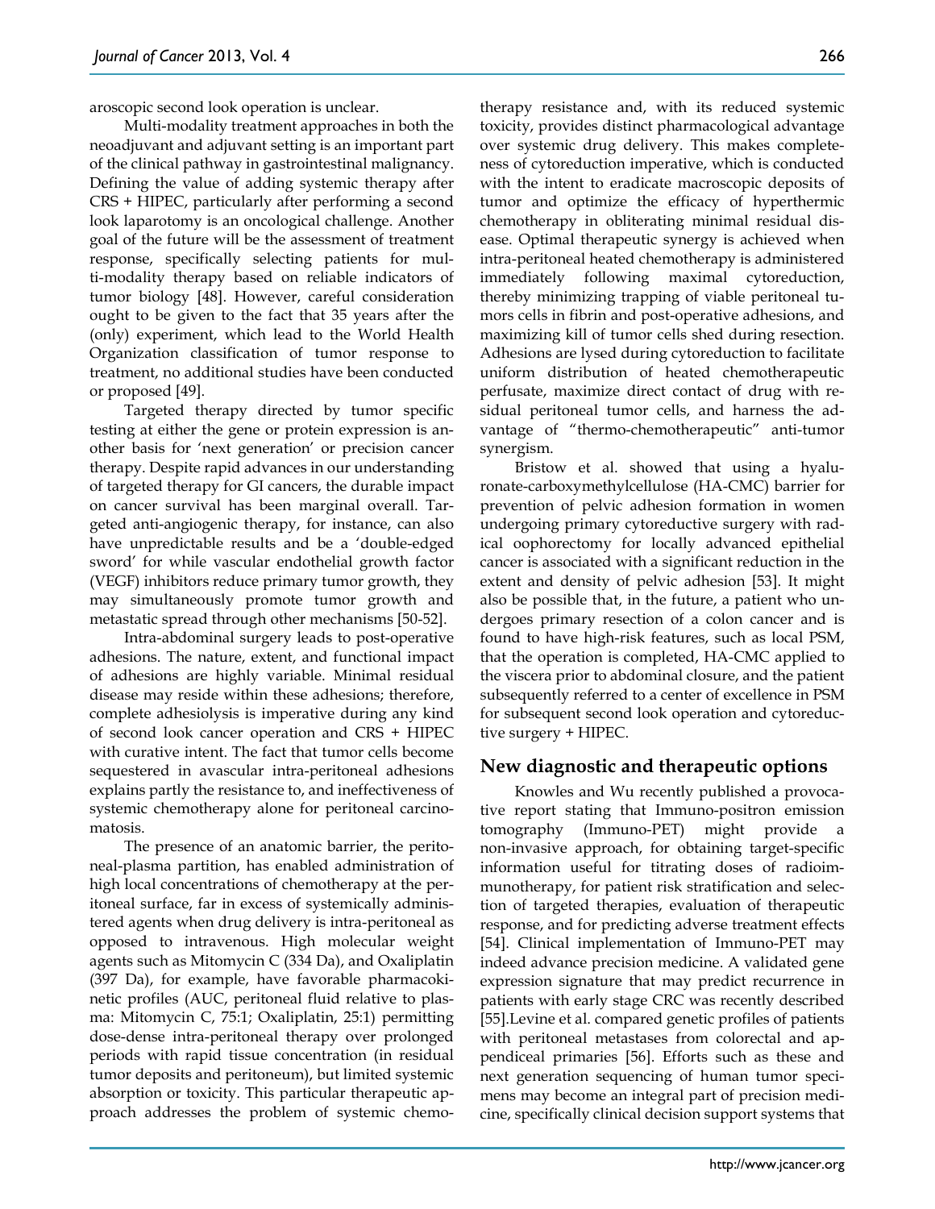aroscopic second look operation is unclear.

Multi-modality treatment approaches in both the neoadjuvant and adjuvant setting is an important part of the clinical pathway in gastrointestinal malignancy. Defining the value of adding systemic therapy after CRS + HIPEC, particularly after performing a second look laparotomy is an oncological challenge. Another goal of the future will be the assessment of treatment response, specifically selecting patients for multi-modality therapy based on reliable indicators of tumor biology [48]. However, careful consideration ought to be given to the fact that 35 years after the (only) experiment, which lead to the World Health Organization classification of tumor response to treatment, no additional studies have been conducted or proposed [49].

Targeted therapy directed by tumor specific testing at either the gene or protein expression is another basis for 'next generation' or precision cancer therapy. Despite rapid advances in our understanding of targeted therapy for GI cancers, the durable impact on cancer survival has been marginal overall. Targeted anti-angiogenic therapy, for instance, can also have unpredictable results and be a 'double-edged sword' for while vascular endothelial growth factor (VEGF) inhibitors reduce primary tumor growth, they may simultaneously promote tumor growth and metastatic spread through other mechanisms [50-52].

Intra-abdominal surgery leads to post-operative adhesions. The nature, extent, and functional impact of adhesions are highly variable. Minimal residual disease may reside within these adhesions; therefore, complete adhesiolysis is imperative during any kind of second look cancer operation and CRS + HIPEC with curative intent. The fact that tumor cells become sequestered in avascular intra-peritoneal adhesions explains partly the resistance to, and ineffectiveness of systemic chemotherapy alone for peritoneal carcinomatosis.

The presence of an anatomic barrier, the peritoneal-plasma partition, has enabled administration of high local concentrations of chemotherapy at the peritoneal surface, far in excess of systemically administered agents when drug delivery is intra-peritoneal as opposed to intravenous. High molecular weight agents such as Mitomycin C (334 Da), and Oxaliplatin (397 Da), for example, have favorable pharmacokinetic profiles (AUC, peritoneal fluid relative to plasma: Mitomycin C, 75:1; Oxaliplatin, 25:1) permitting dose-dense intra-peritoneal therapy over prolonged periods with rapid tissue concentration (in residual tumor deposits and peritoneum), but limited systemic absorption or toxicity. This particular therapeutic approach addresses the problem of systemic chemotherapy resistance and, with its reduced systemic toxicity, provides distinct pharmacological advantage over systemic drug delivery. This makes completeness of cytoreduction imperative, which is conducted with the intent to eradicate macroscopic deposits of tumor and optimize the efficacy of hyperthermic chemotherapy in obliterating minimal residual disease. Optimal therapeutic synergy is achieved when intra-peritoneal heated chemotherapy is administered immediately following maximal cytoreduction, thereby minimizing trapping of viable peritoneal tumors cells in fibrin and post-operative adhesions, and maximizing kill of tumor cells shed during resection. Adhesions are lysed during cytoreduction to facilitate uniform distribution of heated chemotherapeutic perfusate, maximize direct contact of drug with residual peritoneal tumor cells, and harness the advantage of "thermo-chemotherapeutic" anti-tumor synergism.

Bristow et al. showed that using a hyaluronate-carboxymethylcellulose (HA-CMC) barrier for prevention of pelvic adhesion formation in women undergoing primary cytoreductive surgery with radical oophorectomy for locally advanced epithelial cancer is associated with a significant reduction in the extent and density of pelvic adhesion [53]. It might also be possible that, in the future, a patient who undergoes primary resection of a colon cancer and is found to have high-risk features, such as local PSM, that the operation is completed, HA-CMC applied to the viscera prior to abdominal closure, and the patient subsequently referred to a center of excellence in PSM for subsequent second look operation and cytoreductive surgery + HIPEC.

## New diagnostic and therapeutic options

Knowles and Wu recently published a provocative report stating that Immuno-positron emission tomography (Immuno-PET) might provide a non-invasive approach, for obtaining target-specific information useful for titrating doses of radioimmunotherapy, for patient risk stratification and selection of targeted therapies, evaluation of therapeutic response, and for predicting adverse treatment effects [54]. Clinical implementation of Immuno-PET may indeed advance precision medicine. A validated gene expression signature that may predict recurrence in patients with early stage CRC was recently described [55].Levine et al. compared genetic profiles of patients with peritoneal metastases from colorectal and appendiceal primaries [56]. Efforts such as these and next generation sequencing of human tumor specimens may become an integral part of precision medicine, specifically clinical decision support systems that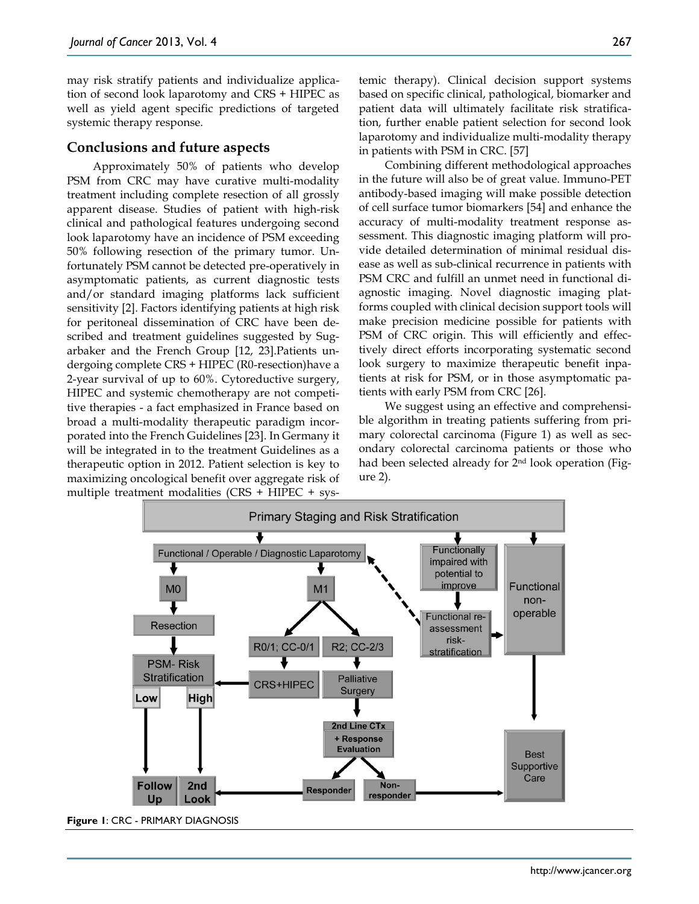may risk stratify patients and individualize application of second look laparotomy and CRS + HIPEC as well as yield agent specific predictions of targeted systemic therapy response.

## Conclusions and future aspects

Approximately 50% of patients who develop PSM from CRC may have curative multi-modality treatment including complete resection of all grossly apparent disease. Studies of patient with high-risk clinical and pathological features undergoing second look laparotomy have an incidence of PSM exceeding 50% following resection of the primary tumor. Unfortunately PSM cannot be detected pre-operatively in asymptomatic patients, as current diagnostic tests and/or standard imaging platforms lack sufficient sensitivity [2]. Factors identifying patients at high risk for peritoneal dissemination of CRC have been described and treatment guidelines suggested by Sugarbaker and the French Group [12, 23].Patients undergoing complete CRS + HIPEC (R0-resection)have a 2-year survival of up to 60%. Cytoreductive surgery, HIPEC and systemic chemotherapy are not competitive therapies - a fact emphasized in France based on broad a multi-modality therapeutic paradigm incorporated into the French Guidelines [23]. In Germany it will be integrated in to the treatment Guidelines as a therapeutic option in 2012. Patient selection is key to maximizing oncological benefit over aggregate risk of multiple treatment modalities (CRS + HIPEC + systemic therapy). Clinical decision support systems based on specific clinical, pathological, biomarker and patient data will ultimately facilitate risk stratification, further enable patient selection for second look laparotomy and individualize multi-modality therapy in patients with PSM in CRC. [57]

Combining different methodological approaches in the future will also be of great value. Immuno-PET antibody-based imaging will make possible detection of cell surface tumor biomarkers [54] and enhance the accuracy of multi-modality treatment response assessment. This diagnostic imaging platform will provide detailed determination of minimal residual disease as well as sub-clinical recurrence in patients with PSM CRC and fulfill an unmet need in functional diagnostic imaging. Novel diagnostic imaging platforms coupled with clinical decision support tools will make precision medicine possible for patients with PSM of CRC origin. This will efficiently and effectively direct efforts incorporating systematic second look surgery to maximize therapeutic benefit inpatients at risk for PSM, or in those asymptomatic patients with early PSM from CRC [26].

We suggest using an effective and comprehensible algorithm in treating patients suffering from primary colorectal carcinoma (Figure 1) as well as secondary colorectal carcinoma patients or those who had been selected already for 2nd look operation (Figure 2).

**Figure 1**: CRC - PRIMARY DIAGNOSIS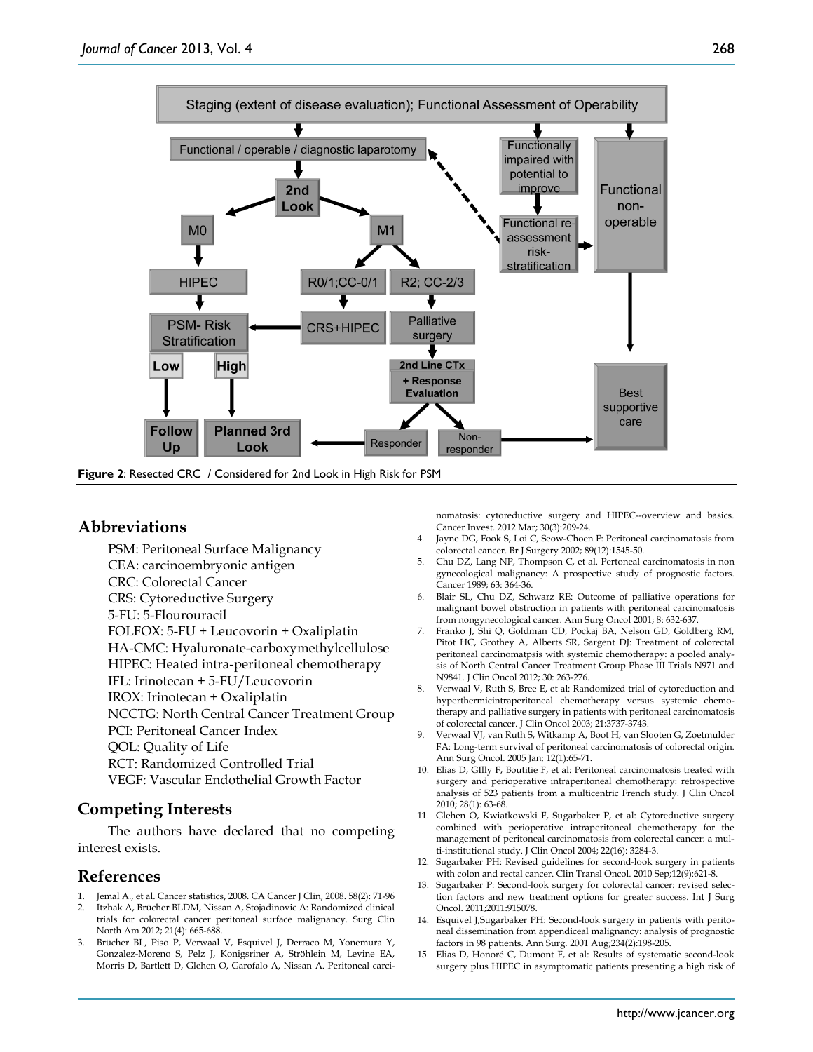Staging (extent of disease evaluation); Functional Assessment of Operability

Functional / operable / diagnostic laparotomy

Functionally impaired with potential to improve

Functional non-operable

2nd Look

M0

M1

Functional re-assessment risk-stratification

HIPEC

R0/1;CC-0/1

R2; CC-2/3

PSM- Risk Stratification

CRS+HIPEC

Palliative surgery

Low

High

2nd Line CTx + Response Evaluation

Best supportive care

Follow Up

Planned 3rd Look

Responder

Non-responder

**Figure 2**: Resected CRC / Considered for 2nd Look in High Risk for PSM

## Abbreviations

PSM: Peritoneal Surface Malignancy
CEA: carcinoembryonic antigen
CRC: Colorectal Cancer
CRS: Cytoreductive Surgery
5-FU: 5-Flourouracil
FOLFOX: 5-FU + Leucovorin + Oxaliplatin
HA-CMC: Hyaluronate-carboxymethylcellulose
HIPEC: Heated intra-peritoneal chemotherapy
IFL: Irinotecan + 5-FU/Leucovorin
IROX: Irinotecan + Oxaliplatin
NCCTG: North Central Cancer Treatment Group
PCI: Peritoneal Cancer Index
QOL: Quality of Life
RCT: Randomized Controlled Trial
VEGF: Vascular Endothelial Growth Factor

## Competing Interests

The authors have declared that no competing interest exists.

## References

1. Jemal A., et al. Cancer statistics, 2008. CA Cancer J Clin, 2008. 58(2): 71-96
2. Itzhak A, Brücher BLDM, Nissan A, Stojadinovic A: Randomized clinical trials for colorectal cancer peritoneal surface malignancy. Surg Clin North Am 2012; 21(4): 665-688.
3. Brücher BL, Piso P, Verwaal V, Esquivel J, Derraco M, Yonemura Y, Gonzalez-Moreno S, Pelz J, Konigsrainer A, Ströhlein M, Levine EA, Morris D, Bartlett D, Glehen O, Garofalo A, Nissan A. Peritoneal carcinomatosis: cytoreductive surgery and HIPEC--overview and basics. Cancer Invest. 2012 Mar; 30(3):209-24.
4. Jayne DG, Fook S, Loi C, Seow-Choen F: Peritoneal carcinomatosis from colorectal cancer. Br J Surgery 2002; 89(12):1545-50.
5. Chu DZ, Lang NP, Thompson C, et al. Pertoneal carcinomatosis in non gynecological malignancy: A prospective study of prognostic factors. Cancer 1989; 63: 364-36.
6. Blair SL, Chu DZ, Schwarz RE: Outcome of palliative operations for malignant bowel obstruction in patients with peritoneal carcinomatosis from nongynecological cancer. Ann Surg Oncol 2001; 8: 632-637.
7. Franko J, Shi Q, Goldman CD, Pockaj BA, Nelson GD, Goldberg RM, Pitot HC, Grothey A, Alberts SR, Sargent DJ: Treatment of colorectal peritoneal carcinomatpsis with systemic chemotherapy: a pooled analysis of North Central Cancer Treatment Group Phase III Trials N971 and N9841. J Clin Oncol 2012; 30: 263-276.
8. Verwaal V, Ruth S, Bree E, et al: Randomized trial of cytoreduction and hyperthermicintraperitoneal chemotherapy versus systemic chemotherapy and palliative surgery in patients with peritoneal carcinomatosis of colorectal cancer. J Clin Oncol 2003; 21:3737-3743.
9. Verwaal VJ, van Ruth S, Witkamp A, Boot H, van Slooten G, Zoetmulder FA: Long-term survival of peritoneal carcinomatosis of colorectal origin. Ann Surg Oncol. 2005 Jan; 12(1):65-71.
10. Elias D, GIlly F, Boutitie F, et al: Peritoneal carcinomatosis treated with surgery and perioperative intraperitoneal chemotherapy: retrospective analysis of 523 patients from a multicentric French study. J Clin Oncol 2010; 28(1): 63-68.
11. Glehen O, Kwiatkowski F, Sugarbaker P, et al: Cytoreductive surgery combined with perioperative intraperitoneal chemotherapy for the management of peritoneal carcinomatosis from colorectal cancer: a multi-institutional study. J Clin Oncol 2004; 22(16): 3284-3.
12. Sugarbaker PH: Revised guidelines for second-look surgery in patients with colon and rectal cancer. Clin Transl Oncol. 2010 Sep;12(9):621-8.
13. Sugarbaker P: Second-look surgery for colorectal cancer: revised selection factors and new treatment options for greater success. Int J Surg Oncol. 2011;2011:915078.
14. Esquivel J,Sugarbaker PH: Second-look surgery in patients with peritoneal dissemination from appendiceal malignancy: analysis of prognostic factors in 98 patients. Ann Surg. 2001 Aug;234(2):198-205.
15. Elias D, Honoré C, Dumont F, et al: Results of systematic second-look surgery plus HIPEC in asymptomatic patients presenting a high risk of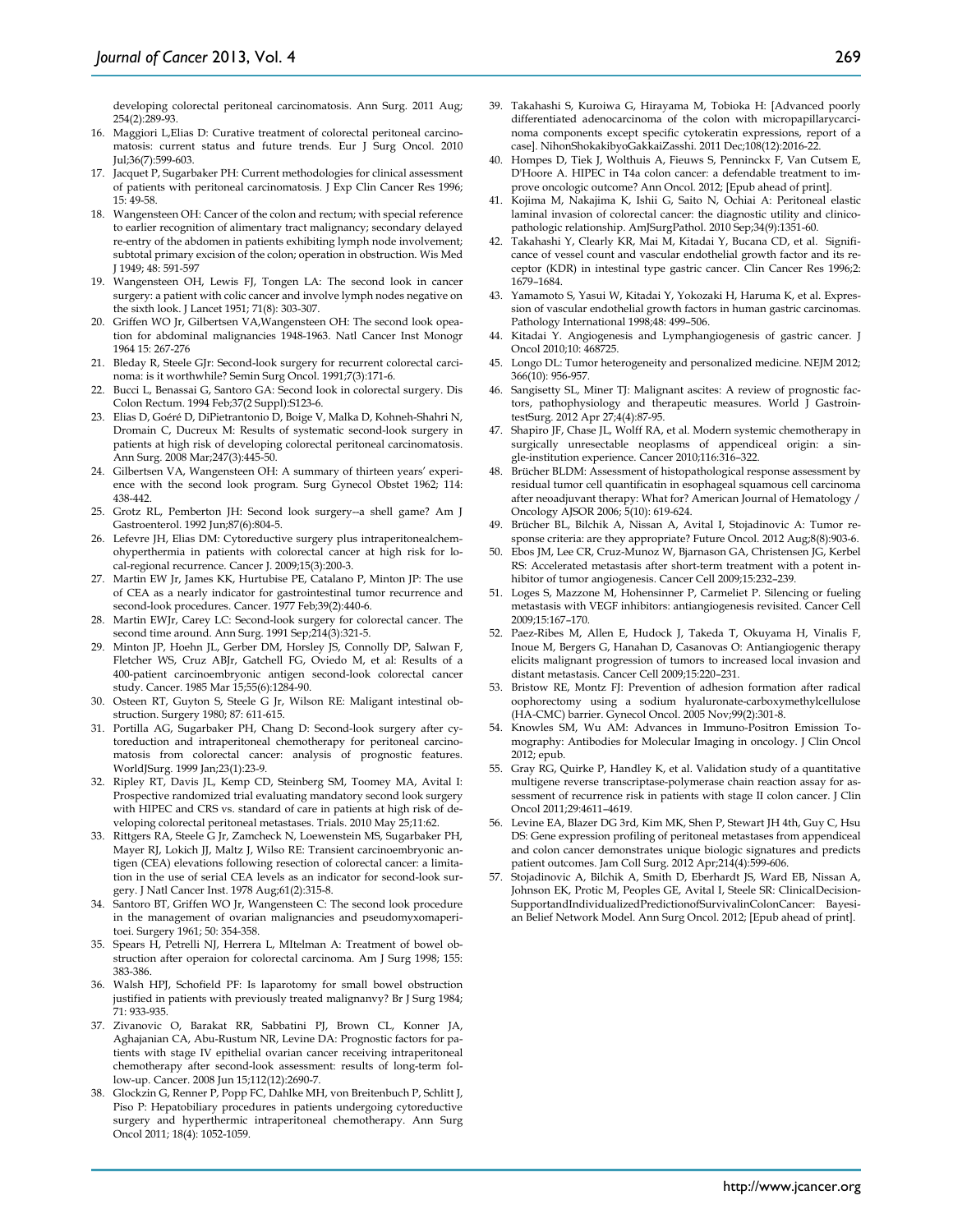developing colorectal peritoneal carcinomatosis. Ann Surg. 2011 Aug; 254(2):289-93.

16. Maggiori L,Elias D: Curative treatment of colorectal peritoneal carcinomatosis: current status and future trends. Eur J Surg Oncol. 2010 Jul;36(7):599-603.
17. Jacquet P, Sugarbaker PH: Current methodologies for clinical assessment of patients with peritoneal carcinomatosis. J Exp Clin Cancer Res 1996; 15: 49-58.
18. Wangensteen OH: Cancer of the colon and rectum; with special reference to earlier recognition of alimentary tract malignancy; secondary delayed re-entry of the abdomen in patients exhibiting lymph node involvement; subtotal primary excision of the colon; operation in obstruction. Wis Med J 1949; 48: 591-597
19. Wangensteen OH, Lewis FJ, Tongen LA: The second look in cancer surgery: a patient with colic cancer and involve lymph nodes negative on the sixth look. J Lancet 1951; 71(8): 303-307.
20. Griffen WO Jr, Gilbertsen VA,Wangensteen OH: The second look opeation for abdominal malignancies 1948-1963. Natl Cancer Inst Monogr 1964 15: 267-276
21. Bleday R, Steele GJr: Second-look surgery for recurrent colorectal carcinoma: is it worthwhile? Semin Surg Oncol. 1991;7(3):171-6.
22. Bucci L, Benassai G, Santoro GA: Second look in colorectal surgery. Dis Colon Rectum. 1994 Feb;37(2 Suppl):S123-6.
23. Elias D, Goéré D, DiPietrantonio D, Boige V, Malka D, Kohneh-Shahri N, Dromain C, Ducreux M: Results of systematic second-look surgery in patients at high risk of developing colorectal peritoneal carcinomatosis. Ann Surg. 2008 Mar;247(3):445-50.
24. Gilbertsen VA, Wangensteen OH: A summary of thirteen years' experience with the second look program. Surg Gynecol Obstet 1962; 114: 438-442.
25. Grotz RL, Pemberton JH: Second look surgery--a shell game? Am J Gastroenterol. 1992 Jun;87(6):804-5.
26. Lefevre JH, Elias DM: Cytoreductive surgery plus intraperitonealchemohyperthermia in patients with colorectal cancer at high risk for local-regional recurrence. Cancer J. 2009;15(3):200-3.
27. Martin EW Jr, James KK, Hurtubise PE, Catalano P, Minton JP: The use of CEA as a nearly indicator for gastrointestinal tumor recurrence and second-look procedures. Cancer. 1977 Feb;39(2):440-6.
28. Martin EWJr, Carey LC: Second-look surgery for colorectal cancer. The second time around. Ann Surg. 1991 Sep;214(3):321-5.
29. Minton JP, Hoehn JL, Gerber DM, Horsley JS, Connolly DP, Salwan F, Fletcher WS, Cruz ABJr, Gatchell FG, Oviedo M, et al: Results of a 400-patient carcinoembryonic antigen second-look colorectal cancer study. Cancer. 1985 Mar 15;55(6):1284-90.
30. Osteen RT, Guyton S, Steele G Jr, Wilson RE: Maligant intestinal obstruction. Surgery 1980; 87: 611-615.
31. Portilla AG, Sugarbaker PH, Chang D: Second-look surgery after cytoreduction and intraperitoneal chemotherapy for peritoneal carcinomatosis from colorectal cancer: analysis of prognostic features. WorldJSurg. 1999 Jan;23(1):23-9.
32. Ripley RT, Davis JL, Kemp CD, Steinberg SM, Toomey MA, Avital I: Prospective randomized trial evaluating mandatory second look surgery with HIPEC and CRS vs. standard of care in patients at high risk of developing colorectal peritoneal metastases. Trials. 2010 May 25;11:62.
33. Rittgers RA, Steele G Jr, Zamcheck N, Loewenstein MS, Sugarbaker PH, Mayer RJ, Lokich JJ, Maltz J, Wilso RE: Transient carcinoembryonic antigen (CEA) elevations following resection of colorectal cancer: a limitation in the use of serial CEA levels as an indicator for second-look surgery. J Natl Cancer Inst. 1978 Aug;61(2):315-8.
34. Santoro BT, Griffen WO Jr, Wangensteen C: The second look procedure in the management of ovarian malignancies and pseudomyxomaperitoei. Surgery 1961; 50: 354-358.
35. Spears H, Petrelli NJ, Herrera L, MItelman A: Treatment of bowel obstruction after operaion for colorectal carcinoma. Am J Surg 1998; 155: 383-386.
36. Walsh HPJ, Schofield PF: Is laparotomy for small bowel obstruction justified in patients with previously treated malignanvy? Br J Surg 1984; 71: 933-935.
37. Zivanovic O, Barakat RR, Sabbatini PJ, Brown CL, Konner JA, Aghajanian CA, Abu-Rustum NR, Levine DA: Prognostic factors for patients with stage IV epithelial ovarian cancer receiving intraperitoneal chemotherapy after second-look assessment: results of long-term follow-up. Cancer. 2008 Jun 15;112(12):2690-7.
38. Glockzin G, Renner P, Popp FC, Dahlke MH, von Breitenbuch P, Schlitt J, Piso P: Hepatobiliary procedures in patients undergoing cytoreductive surgery and hyperthermic intraperitoneal chemotherapy. Ann Surg Oncol 2011; 18(4): 1052-1059.
39. Takahashi S, Kuroiwa G, Hirayama M, Tobioka H: [Advanced poorly differentiated adenocarcinoma of the colon with micropapillarycarcinoma components except specific cytokeratin expressions, report of a case]. NihonShokakibyoGakkaiZasshi. 2011 Dec;108(12):2016-22.
40. Hompes D, Tiek J, Wolthuis A, Fieuws S, Penninckx F, Van Cutsem E, D'Hoore A. HIPEC in T4a colon cancer: a defendable treatment to improve oncologic outcome? Ann Oncol. 2012; [Epub ahead of print].
41. Kojima M, Nakajima K, Ishii G, Saito N, Ochiai A: Peritoneal elastic laminal invasion of colorectal cancer: the diagnostic utility and clinicopathologic relationship. AmJSurgPathol. 2010 Sep;34(9):1351-60.
42. Takahashi Y, Clearly KR, Mai M, Kitadai Y, Bucana CD, et al. Significance of vessel count and vascular endothelial growth factor and its receptor (KDR) in intestinal type gastric cancer. Clin Cancer Res 1996;2: 1679–1684.
43. Yamamoto S, Yasui W, Kitadai Y, Yokozaki H, Haruma K, et al. Expression of vascular endothelial growth factors in human gastric carcinomas. Pathology International 1998;48: 499–506.
44. Kitadai Y. Angiogenesis and Lymphangiogenesis of gastric cancer. J Oncol 2010;10: 468725.
45. Longo DL: Tumor heterogeneity and personalized medicine. NEJM 2012; 366(10): 956-957.
46. Sangisetty SL, Miner TJ: Malignant ascites: A review of prognostic factors, pathophysiology and therapeutic measures. World J GastrointestSurg. 2012 Apr 27;4(4):87-95.
47. Shapiro JF, Chase JL, Wolff RA, et al. Modern systemic chemotherapy in surgically unresectable neoplasms of appendiceal origin: a single-institution experience. Cancer 2010;116:316–322.
48. Brücher BLDM: Assessment of histopathological response assessment by residual tumor cell quantificatin in esophageal squamous cell carcinoma after neoadjuvant therapy: What for? American Journal of Hematology / Oncology AJSOR 2006; 5(10): 619-624.
49. Brücher BL, Bilchik A, Nissan A, Avital I, Stojadinovic A: Tumor response criteria: are they appropriate? Future Oncol. 2012 Aug;8(8):903-6.
50. Ebos JM, Lee CR, Cruz-Munoz W, Bjarnason GA, Christensen JG, Kerbel RS: Accelerated metastasis after short-term treatment with a potent inhibitor of tumor angiogenesis. Cancer Cell 2009;15:232–239.
51. Loges S, Mazzone M, Hohensinner P, Carmeliet P. Silencing or fueling metastasis with VEGF inhibitors: antiangiogenesis revisited. Cancer Cell 2009;15:167–170.
52. Paez-Ribes M, Allen E, Hudock J, Takeda T, Okuyama H, Vinalis F, Inoue M, Bergers G, Hanahan D, Casanovas O: Antiangiogenic therapy elicits malignant progression of tumors to increased local invasion and distant metastasis. Cancer Cell 2009;15:220–231.
53. Bristow RE, Montz FJ: Prevention of adhesion formation after radical oophorectomy using a sodium hyaluronate-carboxymethylcellulose (HA-CMC) barrier. Gynecol Oncol. 2005 Nov;99(2):301-8.
54. Knowles SM, Wu AM: Advances in Immuno-Positron Emission Tomography: Antibodies for Molecular Imaging in oncology. J Clin Oncol 2012; epub.
55. Gray RG, Quirke P, Handley K, et al. Validation study of a quantitative multigene reverse transcriptase-polymerase chain reaction assay for assessment of recurrence risk in patients with stage II colon cancer. J Clin Oncol 2011;29:4611–4619.
56. Levine EA, Blazer DG 3rd, Kim MK, Shen P, Stewart JH 4th, Guy C, Hsu DS: Gene expression profiling of peritoneal metastases from appendiceal and colon cancer demonstrates unique biologic signatures and predicts patient outcomes. Jam Coll Surg. 2012 Apr;214(4):599-606.
57. Stojadinovic A, Bilchik A, Smith D, Eberhardt JS, Ward EB, Nissan A, Johnson EK, Protic M, Peoples GE, Avital I, Steele SR: ClinicalDecisionSupportandIndividualizedPredictionofSurvivalinColonCancer: Bayesian Belief Network Model. Ann Surg Oncol. 2012; [Epub ahead of print].